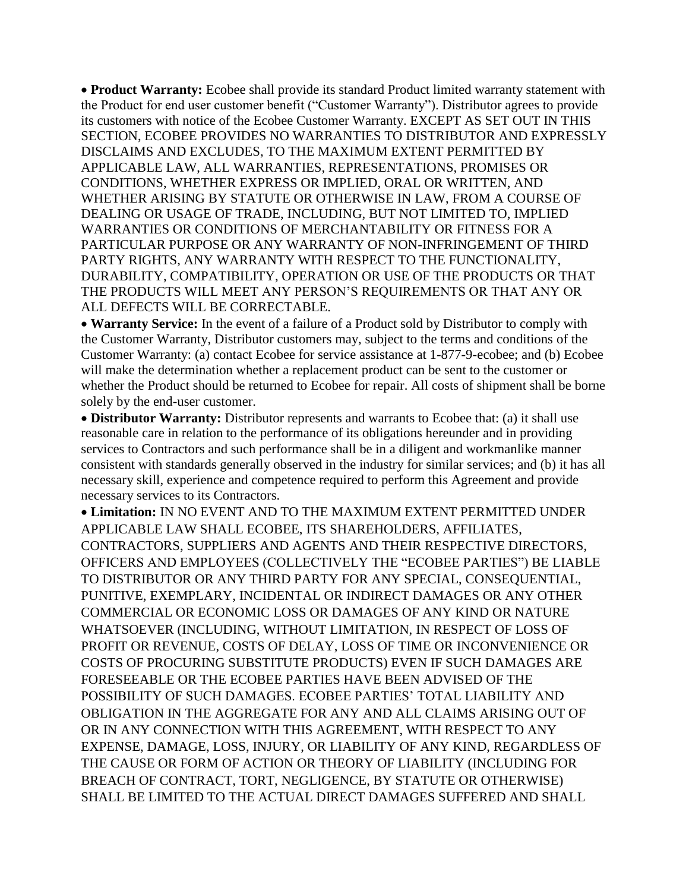- **Product Warranty:** Ecobee shall provide its standard Product limited warranty statement with the Product for end user customer benefit ("Customer Warranty"). Distributor agrees to provide its customers with notice of the Ecobee Customer Warranty. EXCEPT AS SET OUT IN THIS SECTION, ECOBEE PROVIDES NO WARRANTIES TO DISTRIBUTOR AND EXPRESSLY DISCLAIMS AND EXCLUDES, TO THE MAXIMUM EXTENT PERMITTED BY APPLICABLE LAW, ALL WARRANTIES, REPRESENTATIONS, PROMISES OR CONDITIONS, WHETHER EXPRESS OR IMPLIED, ORAL OR WRITTEN, AND WHETHER ARISING BY STATUTE OR OTHERWISE IN LAW, FROM A COURSE OF DEALING OR USAGE OF TRADE, INCLUDING, BUT NOT LIMITED TO, IMPLIED WARRANTIES OR CONDITIONS OF MERCHANTABILITY OR FITNESS FOR A PARTICULAR PURPOSE OR ANY WARRANTY OF NON-INFRINGEMENT OF THIRD PARTY RIGHTS, ANY WARRANTY WITH RESPECT TO THE FUNCTIONALITY, DURABILITY, COMPATIBILITY, OPERATION OR USE OF THE PRODUCTS OR THAT THE PRODUCTS WILL MEET ANY PERSON'S REQUIREMENTS OR THAT ANY OR ALL DEFECTS WILL BE CORRECTABLE.
- **Warranty Service:** In the event of a failure of a Product sold by Distributor to comply with the Customer Warranty, Distributor customers may, subject to the terms and conditions of the Customer Warranty: (a) contact Ecobee for service assistance at 1-877-9-ecobee; and (b) Ecobee will make the determination whether a replacement product can be sent to the customer or whether the Product should be returned to Ecobee for repair. All costs of shipment shall be borne solely by the end-user customer.
- **Distributor Warranty:** Distributor represents and warrants to Ecobee that: (a) it shall use reasonable care in relation to the performance of its obligations hereunder and in providing services to Contractors and such performance shall be in a diligent and workmanlike manner consistent with standards generally observed in the industry for similar services; and (b) it has all necessary skill, experience and competence required to perform this Agreement and provide necessary services to its Contractors.
- **Limitation:** IN NO EVENT AND TO THE MAXIMUM EXTENT PERMITTED UNDER APPLICABLE LAW SHALL ECOBEE, ITS SHAREHOLDERS, AFFILIATES, CONTRACTORS, SUPPLIERS AND AGENTS AND THEIR RESPECTIVE DIRECTORS, OFFICERS AND EMPLOYEES (COLLECTIVELY THE "ECOBEE PARTIES") BE LIABLE TO DISTRIBUTOR OR ANY THIRD PARTY FOR ANY SPECIAL, CONSEQUENTIAL, PUNITIVE, EXEMPLARY, INCIDENTAL OR INDIRECT DAMAGES OR ANY OTHER COMMERCIAL OR ECONOMIC LOSS OR DAMAGES OF ANY KIND OR NATURE WHATSOEVER (INCLUDING, WITHOUT LIMITATION, IN RESPECT OF LOSS OF PROFIT OR REVENUE, COSTS OF DELAY, LOSS OF TIME OR INCONVENIENCE OR COSTS OF PROCURING SUBSTITUTE PRODUCTS) EVEN IF SUCH DAMAGES ARE FORESEEABLE OR THE ECOBEE PARTIES HAVE BEEN ADVISED OF THE POSSIBILITY OF SUCH DAMAGES. ECOBEE PARTIES' TOTAL LIABILITY AND OBLIGATION IN THE AGGREGATE FOR ANY AND ALL CLAIMS ARISING OUT OF OR IN ANY CONNECTION WITH THIS AGREEMENT, WITH RESPECT TO ANY EXPENSE, DAMAGE, LOSS, INJURY, OR LIABILITY OF ANY KIND, REGARDLESS OF THE CAUSE OR FORM OF ACTION OR THEORY OF LIABILITY (INCLUDING FOR BREACH OF CONTRACT, TORT, NEGLIGENCE, BY STATUTE OR OTHERWISE) SHALL BE LIMITED TO THE ACTUAL DIRECT DAMAGES SUFFERED AND SHALL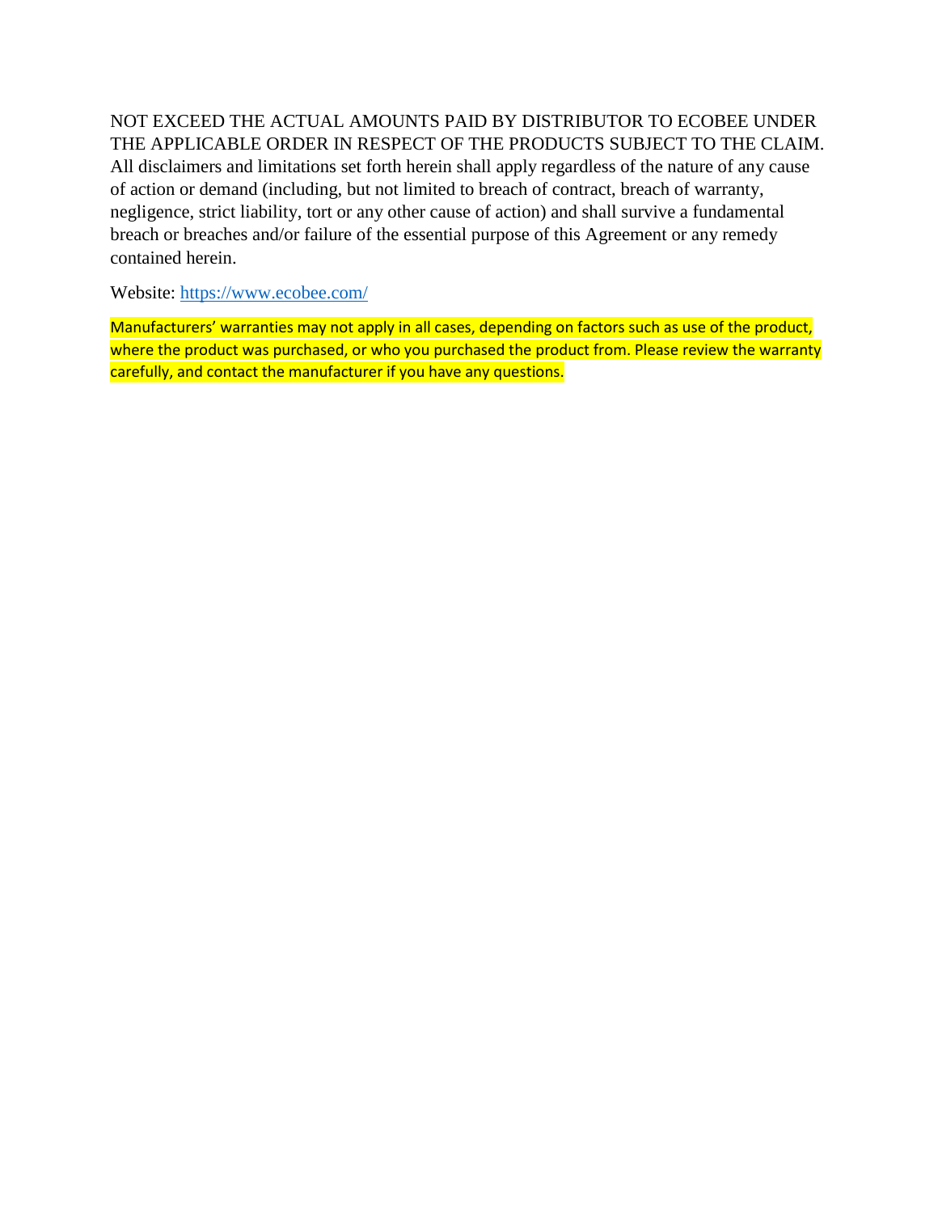NOT EXCEED THE ACTUAL AMOUNTS PAID BY DISTRIBUTOR TO ECOBEE UNDER THE APPLICABLE ORDER IN RESPECT OF THE PRODUCTS SUBJECT TO THE CLAIM. All disclaimers and limitations set forth herein shall apply regardless of the nature of any cause of action or demand (including, but not limited to breach of contract, breach of warranty, negligence, strict liability, tort or any other cause of action) and shall survive a fundamental breach or breaches and/or failure of the essential purpose of this Agreement or any remedy contained herein.

Website: [https://www.ecobee.com/](https://www.ecobee.com/)

Manufacturers' warranties may not apply in all cases, depending on factors such as use of the product, where the product was purchased, or who you purchased the product from. Please review the warranty carefully, and contact the manufacturer if you have any questions.